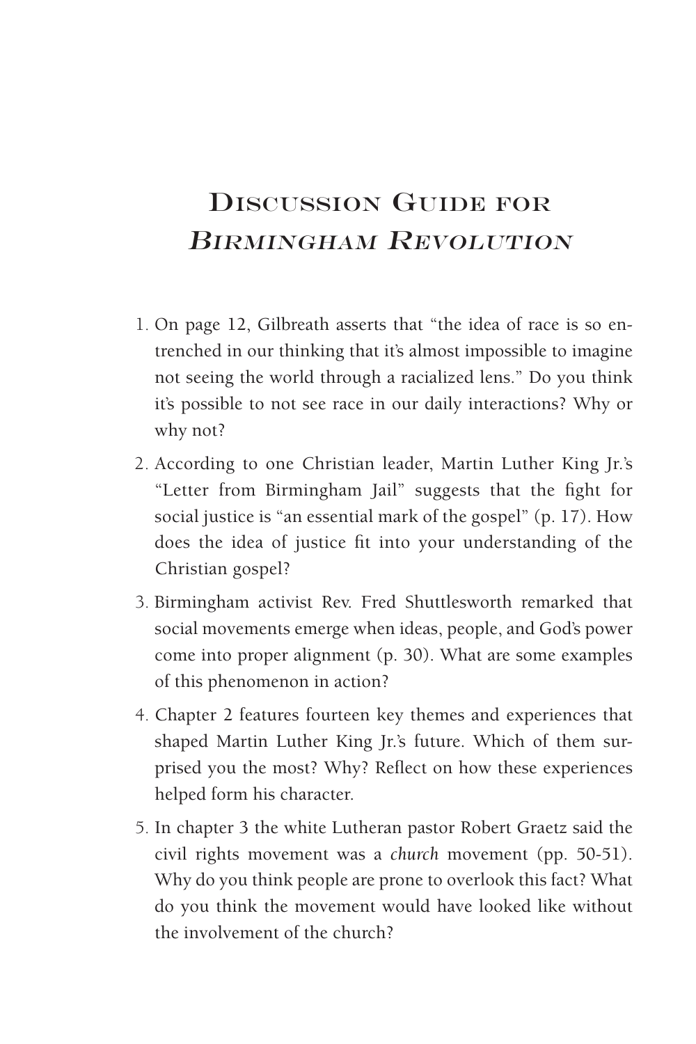# Discussion Guide for *Birmingham Revolution*

1. On page 12, Gilbreath asserts that "the idea of race is so entrenched in our thinking that it's almost impossible to imagine not seeing the world through a racialized lens." Do you think it's possible to not see race in our daily interactions? Why or why not?

2. According to one Christian leader, Martin Luther King Jr.'s "Letter from Birmingham Jail" suggests that the fight for social justice is "an essential mark of the gospel" (p. 17). How does the idea of justice fit into your understanding of the Christian gospel?

3. Birmingham activist Rev. Fred Shuttlesworth remarked that social movements emerge when ideas, people, and God's power come into proper alignment (p. 30). What are some examples of this phenomenon in action?

4. Chapter 2 features fourteen key themes and experiences that shaped Martin Luther King Jr.'s future. Which of them surprised you the most? Why? Reflect on how these experiences helped form his character.

5. In chapter 3 the white Lutheran pastor Robert Graetz said the civil rights movement was a *church* movement (pp. 50-51). Why do you think people are prone to overlook this fact? What do you think the movement would have looked like without the involvement of the church?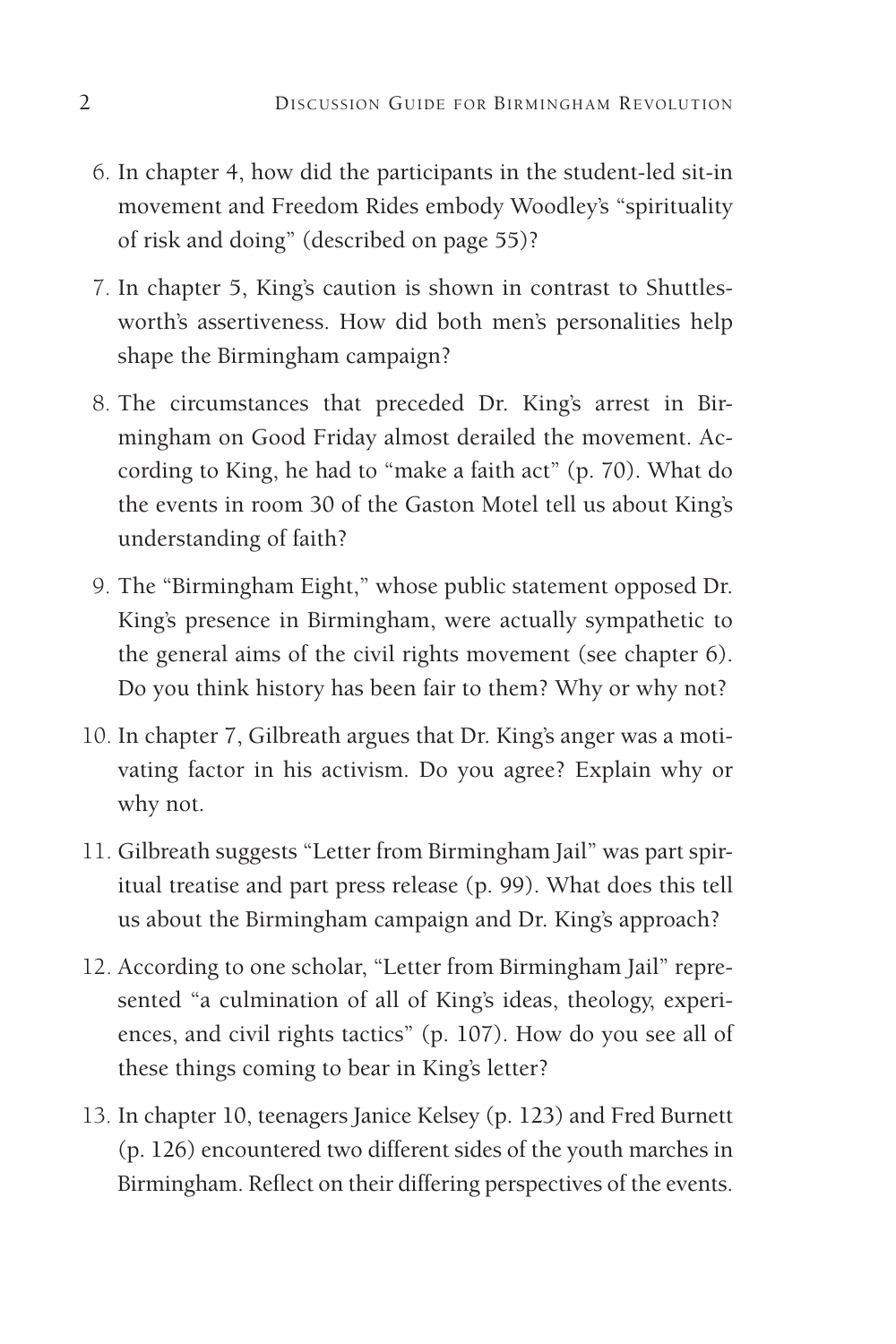6. In chapter 4, how did the participants in the student-led sit-in movement and Freedom Rides embody Woodley's "spirituality of risk and doing" (described on page 55)?

7. In chapter 5, King's caution is shown in contrast to Shuttlesworth's assertiveness. How did both men's personalities help shape the Birmingham campaign?

8. The circumstances that preceded Dr. King's arrest in Birmingham on Good Friday almost derailed the movement. According to King, he had to "make a faith act" (p. 70). What do the events in room 30 of the Gaston Motel tell us about King's understanding of faith?

9. The "Birmingham Eight," whose public statement opposed Dr. King's presence in Birmingham, were actually sympathetic to the general aims of the civil rights movement (see chapter 6). Do you think history has been fair to them? Why or why not?

10. In chapter 7, Gilbreath argues that Dr. King's anger was a motivating factor in his activism. Do you agree? Explain why or why not.

11. Gilbreath suggests "Letter from Birmingham Jail" was part spiritual treatise and part press release (p. 99). What does this tell us about the Birmingham campaign and Dr. King's approach?

12. According to one scholar, "Letter from Birmingham Jail" represented "a culmination of all of King's ideas, theology, experiences, and civil rights tactics" (p. 107). How do you see all of these things coming to bear in King's letter?

13. In chapter 10, teenagers Janice Kelsey (p. 123) and Fred Burnett (p. 126) encountered two different sides of the youth marches in Birmingham. Reflect on their differing perspectives of the events.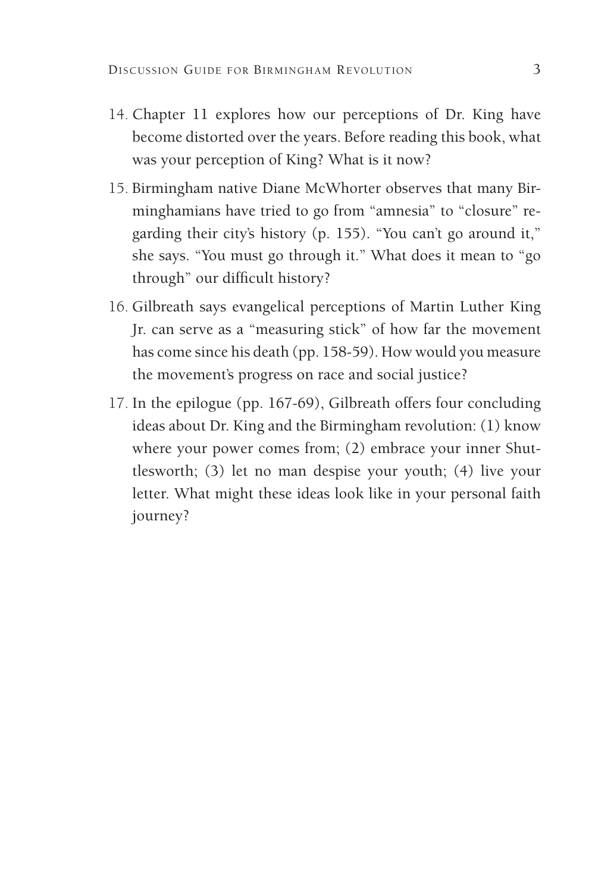14. Chapter 11 explores how our perceptions of Dr. King have become distorted over the years. Before reading this book, what was your perception of King? What is it now?
15. Birmingham native Diane McWhorter observes that many Birminghamians have tried to go from "amnesia" to "closure" regarding their city's history (p. 155). "You can't go around it," she says. "You must go through it." What does it mean to "go through" our difficult history?
16. Gilbreath says evangelical perceptions of Martin Luther King Jr. can serve as a "measuring stick" of how far the movement has come since his death (pp. 158-59). How would you measure the movement's progress on race and social justice?
17. In the epilogue (pp. 167-69), Gilbreath offers four concluding ideas about Dr. King and the Birmingham revolution: (1) know where your power comes from; (2) embrace your inner Shuttlesworth; (3) let no man despise your youth; (4) live your letter. What might these ideas look like in your personal faith journey?